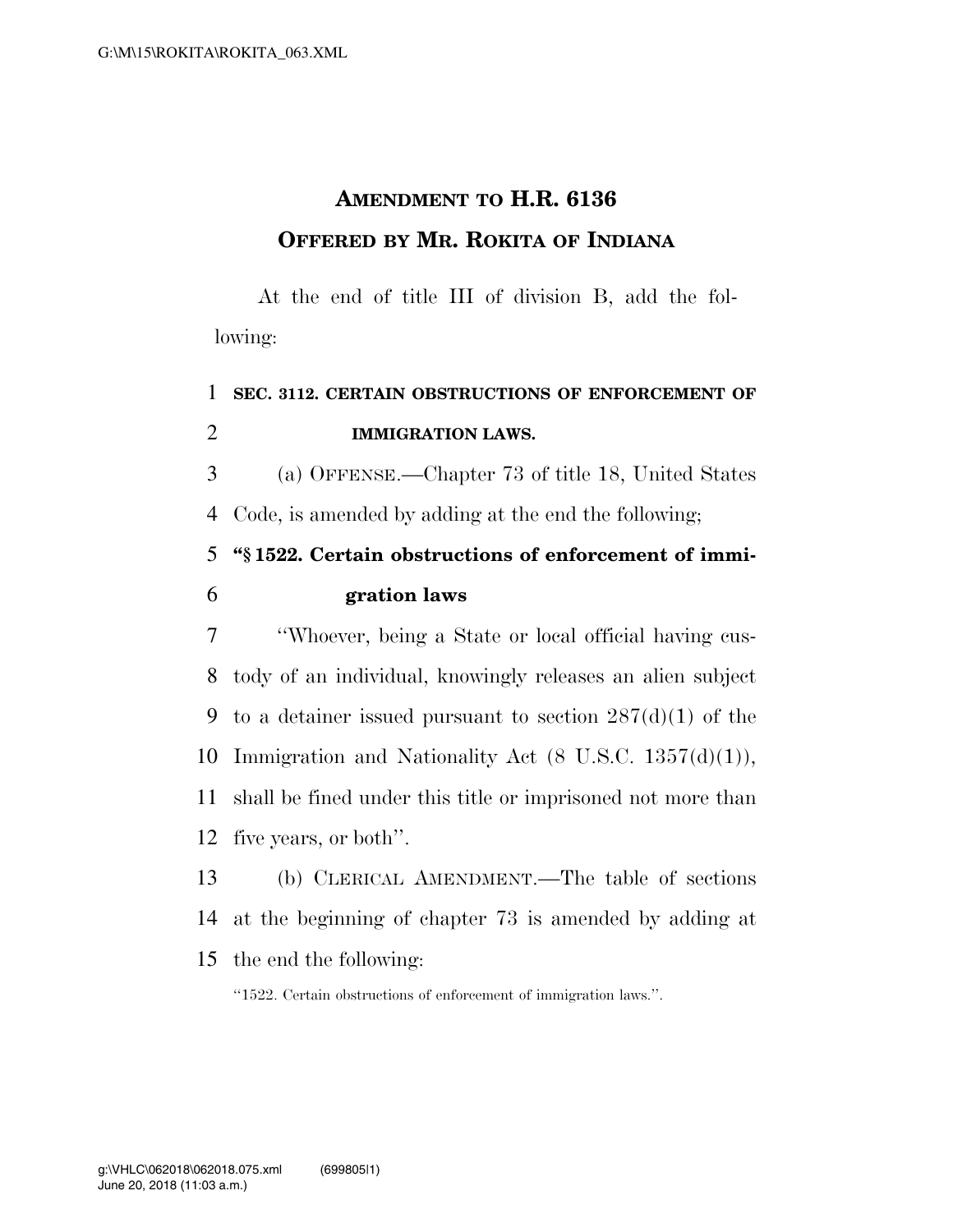# AMENDMENT TO H.R. 6136
## OFFERED BY MR. ROKITA OF INDIANA

At the end of title III of division B, add the following:

**SEC. 3112. CERTAIN OBSTRUCTIONS OF ENFORCEMENT OF IMMIGRATION LAWS.**

(a) OFFENSE.—Chapter 73 of title 18, United States Code, is amended by adding at the end the following;

**"§ 1522. Certain obstructions of enforcement of immigration laws**

"Whoever, being a State or local official having custody of an individual, knowingly releases an alien subject to a detainer issued pursuant to section 287(d)(1) of the Immigration and Nationality Act (8 U.S.C. 1357(d)(1)), shall be fined under this title or imprisoned not more than five years, or both".

(b) CLERICAL AMENDMENT.—The table of sections at the beginning of chapter 73 is amended by adding at the end the following:

"1522. Certain obstructions of enforcement of immigration laws.".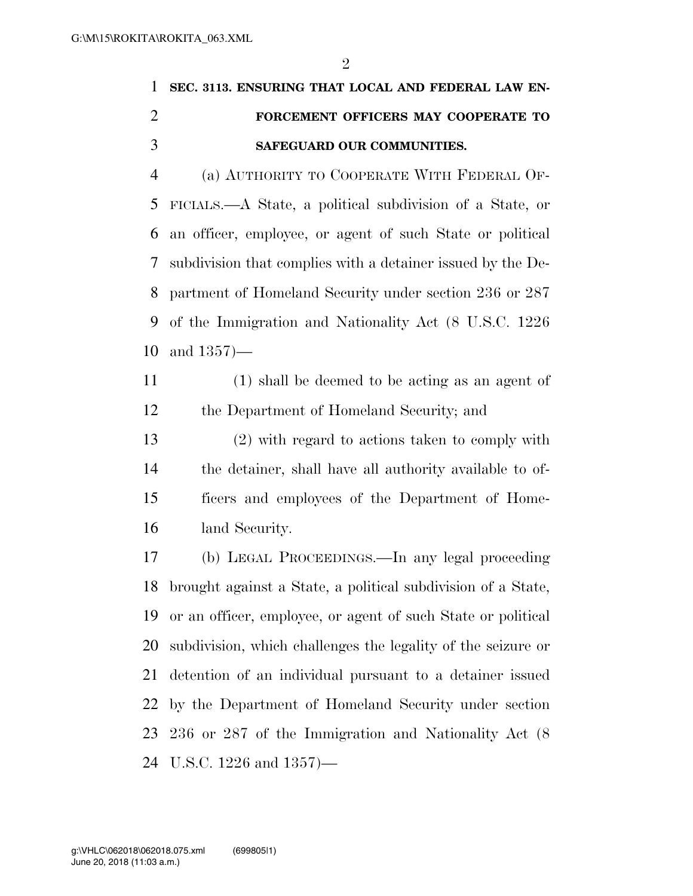**SEC. 3113. ENSURING THAT LOCAL AND FEDERAL LAW ENFORCEMENT OFFICERS MAY COOPERATE TO SAFEGUARD OUR COMMUNITIES.**

(a) AUTHORITY TO COOPERATE WITH FEDERAL OFFICIALS.—A State, a political subdivision of a State, or an officer, employee, or agent of such State or political subdivision that complies with a detainer issued by the Department of Homeland Security under section 236 or 287 of the Immigration and Nationality Act (8 U.S.C. 1226 and 1357)—

(1) shall be deemed to be acting as an agent of the Department of Homeland Security; and

(2) with regard to actions taken to comply with the detainer, shall have all authority available to officers and employees of the Department of Homeland Security.

(b) LEGAL PROCEEDINGS.—In any legal proceeding brought against a State, a political subdivision of a State, or an officer, employee, or agent of such State or political subdivision, which challenges the legality of the seizure or detention of an individual pursuant to a detainer issued by the Department of Homeland Security under section 236 or 287 of the Immigration and Nationality Act (8 U.S.C. 1226 and 1357)—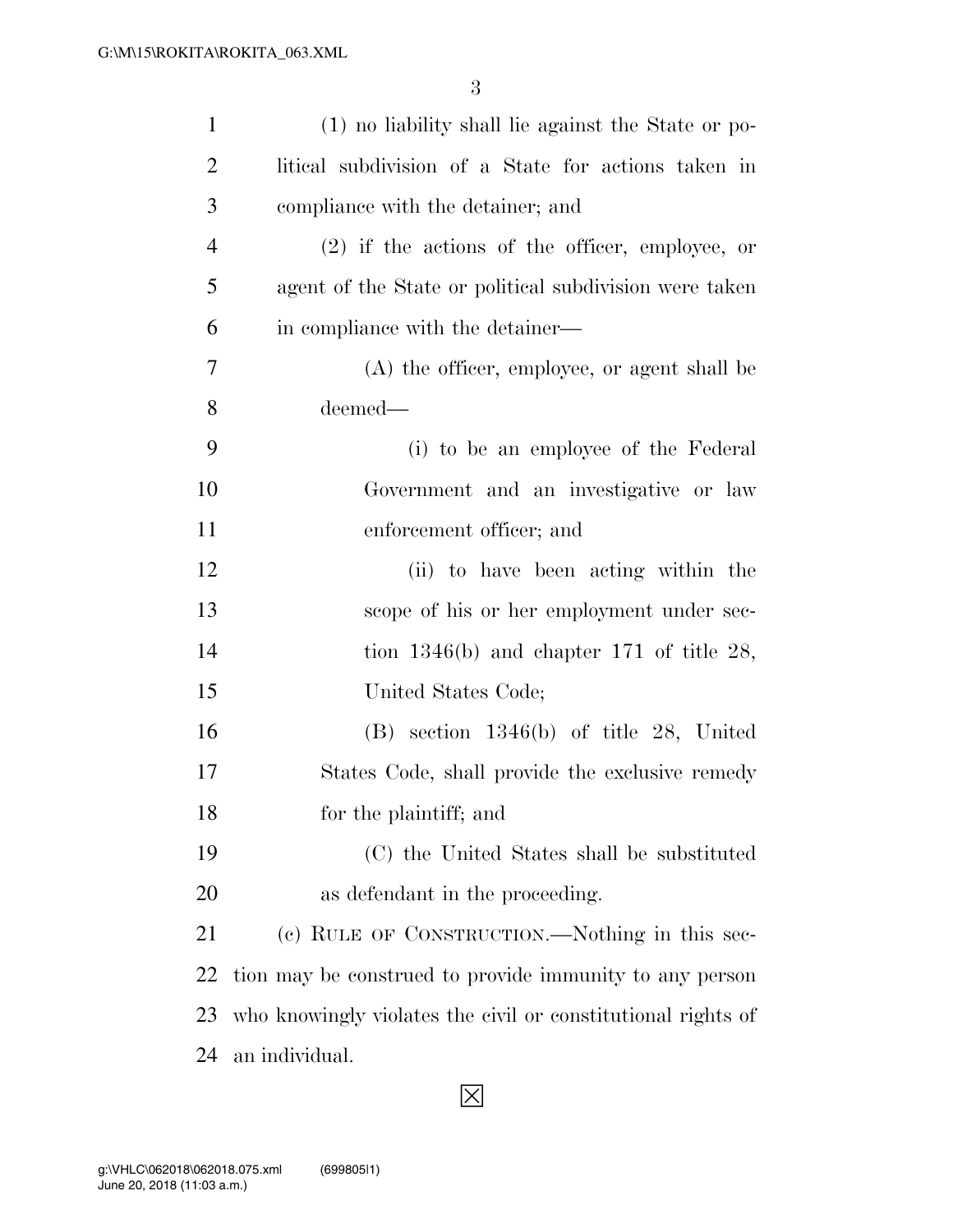(1) no liability shall lie against the State or political subdivision of a State for actions taken in compliance with the detainer; and

(2) if the actions of the officer, employee, or agent of the State or political subdivision were taken in compliance with the detainer—

(A) the officer, employee, or agent shall be deemed—

(i) to be an employee of the Federal Government and an investigative or law enforcement officer; and

(ii) to have been acting within the scope of his or her employment under section 1346(b) and chapter 171 of title 28, United States Code;

(B) section 1346(b) of title 28, United States Code, shall provide the exclusive remedy for the plaintiff; and

(C) the United States shall be substituted as defendant in the proceeding.

(c) RULE OF CONSTRUCTION.—Nothing in this section may be construed to provide immunity to any person who knowingly violates the civil or constitutional rights of an individual.